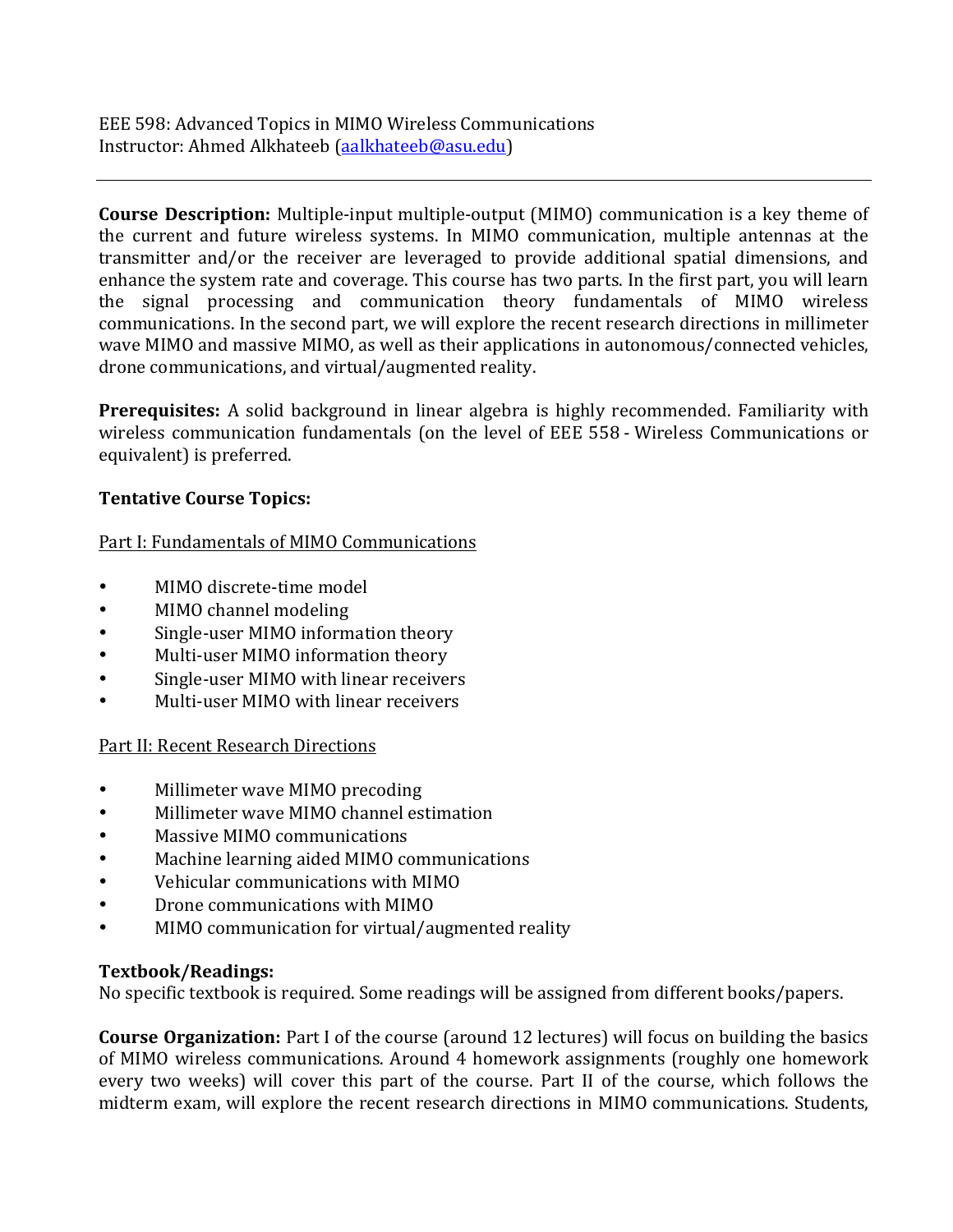EEE 598: Advanced Topics in MIMO Wireless Communications
Instructor: Ahmed Alkhateeb (aalkhateeb@asu.edu)

---

**Course Description:** Multiple-input multiple-output (MIMO) communication is a key theme of the current and future wireless systems. In MIMO communication, multiple antennas at the transmitter and/or the receiver are leveraged to provide additional spatial dimensions, and enhance the system rate and coverage. This course has two parts. In the first part, you will learn the signal processing and communication theory fundamentals of MIMO wireless communications. In the second part, we will explore the recent research directions in millimeter wave MIMO and massive MIMO, as well as their applications in autonomous/connected vehicles, drone communications, and virtual/augmented reality.

**Prerequisites:** A solid background in linear algebra is highly recommended. Familiarity with wireless communication fundamentals (on the level of EEE 558 - Wireless Communications or equivalent) is preferred.

**Tentative Course Topics:**

Part I: Fundamentals of MIMO Communications

- MIMO discrete-time model
- MIMO channel modeling
- Single-user MIMO information theory
- Multi-user MIMO information theory
- Single-user MIMO with linear receivers
- Multi-user MIMO with linear receivers

Part II: Recent Research Directions

- Millimeter wave MIMO precoding
- Millimeter wave MIMO channel estimation
- Massive MIMO communications
- Machine learning aided MIMO communications
- Vehicular communications with MIMO
- Drone communications with MIMO
- MIMO communication for virtual/augmented reality

**Textbook/Readings:**
No specific textbook is required. Some readings will be assigned from different books/papers.

**Course Organization:** Part I of the course (around 12 lectures) will focus on building the basics of MIMO wireless communications. Around 4 homework assignments (roughly one homework every two weeks) will cover this part of the course. Part II of the course, which follows the midterm exam, will explore the recent research directions in MIMO communications. Students,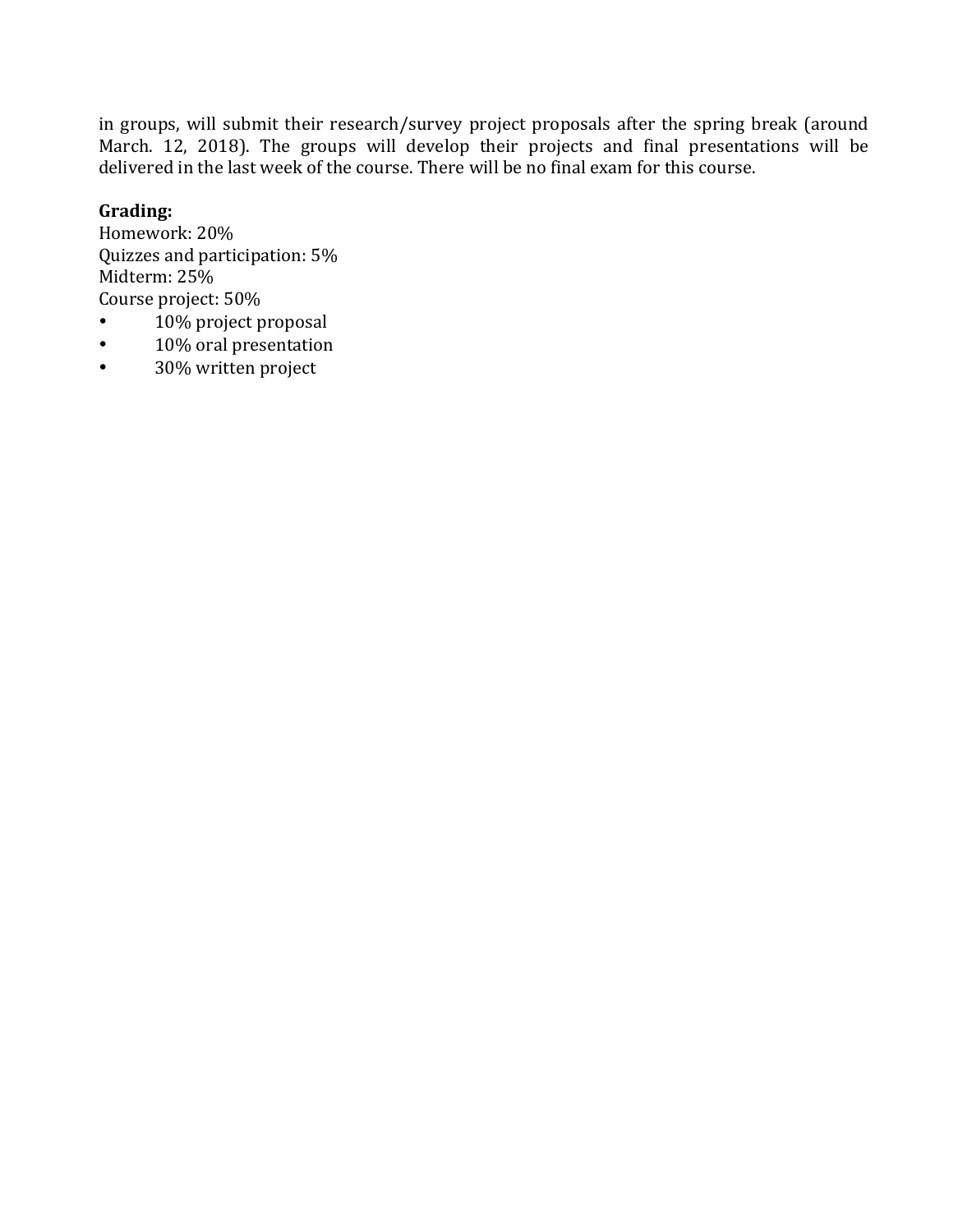in groups, will submit their research/survey project proposals after the spring break (around March. 12, 2018). The groups will develop their projects and final presentations will be delivered in the last week of the course. There will be no final exam for this course.

**Grading:**
Homework: 20%
Quizzes and participation: 5%
Midterm: 25%
Course project: 50%

- 10% project proposal
- 10% oral presentation
- 30% written project